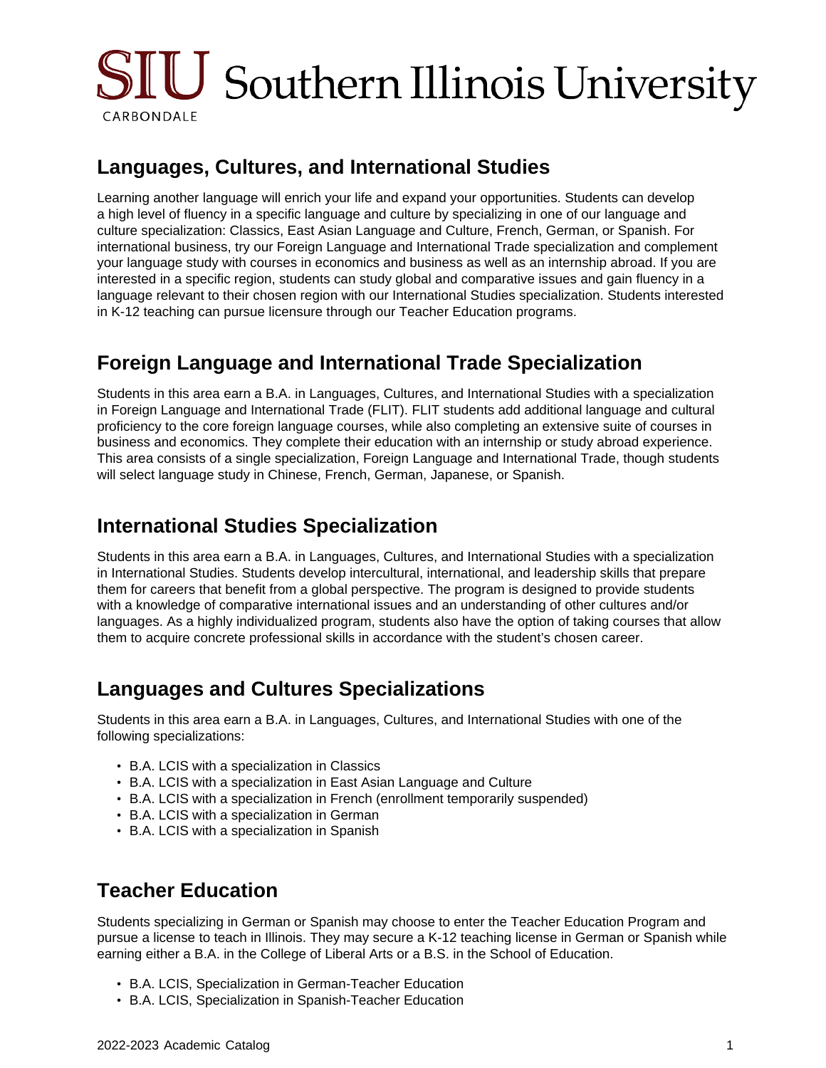# Languages, Cultures, and International Studies

Learning another language will enrich your life and expand your opportunities. Students can develop a high level of fluency in a specific language and culture by specializing in one of our language and culture specialization: Classics, East Asian Language and Culture, French, German, or Spanish. For international business, try our Foreign Language and International Trade specialization and complement your language study with courses in economics and business as well as an internship abroad. If you are interested in a specific region, students can study global and comparative issues and gain fluency in a language relevant to their chosen region with our International Studies specialization. Students interested in K-12 teaching can pursue licensure through our Teacher Education programs.

## Foreign Language and International Trade Specialization

Students in this area earn a B.A. in Languages, Cultures, and International Studies with a specialization in Foreign Language and International Trade (FLIT). FLIT students add additional language and cultural proficiency to the core foreign language courses, while also completing an extensive suite of courses in business and economics. They complete their education with an internship or study abroad experience. This area consists of a single specialization, Foreign Language and International Trade, though students will select language study in Chinese, French, German, Japanese, or Spanish.

## International Studies Specialization

Students in this area earn a B.A. in Languages, Cultures, and International Studies with a specialization in International Studies. Students develop intercultural, international, and leadership skills that prepare them for careers that benefit from a global perspective. The program is designed to provide students with a knowledge of comparative international issues and an understanding of other cultures and/or languages. As a highly individualized program, students also have the option of taking courses that allow them to acquire concrete professional skills in accordance with the student's chosen career.

## Languages and Cultures Specializations

Students in this area earn a B.A. in Languages, Cultures, and International Studies with one of the following specializations:

- B.A. LCIS with a specialization in Classics
- B.A. LCIS with a specialization in East Asian Language and Culture
- B.A. LCIS with a specialization in French (enrollment temporarily suspended)
- B.A. LCIS with a specialization in German
- B.A. LCIS with a specialization in Spanish

## Teacher Education

Students specializing in German or Spanish may choose to enter the Teacher Education Program and pursue a license to teach in Illinois. They may secure a K-12 teaching license in German or Spanish while earning either a B.A. in the College of Liberal Arts or a B.S. in the School of Education.

- B.A. LCIS, Specialization in German-Teacher Education
- B.A. LCIS, Specialization in Spanish-Teacher Education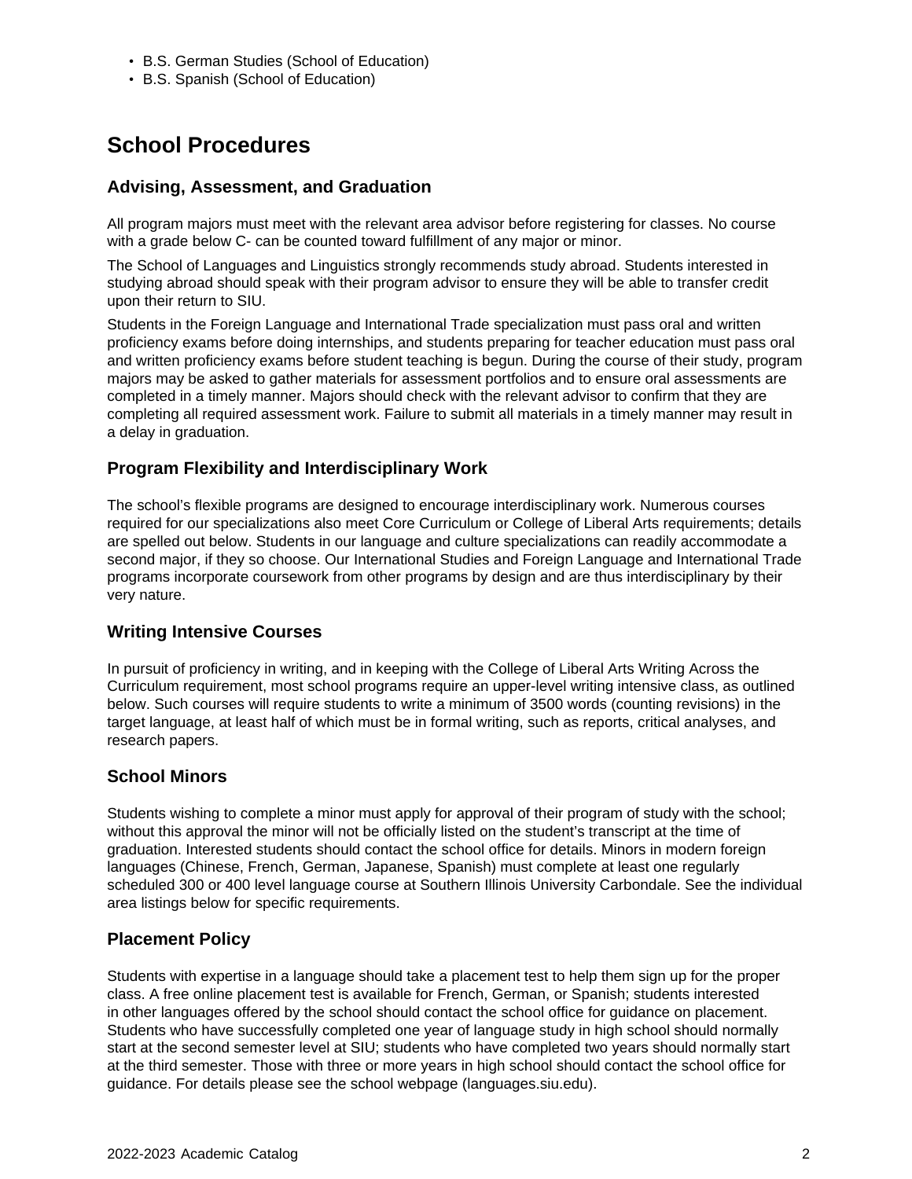- B.S. German Studies (School of Education)
- B.S. Spanish (School of Education)

## School Procedures

### Advising, Assessment, and Graduation

All program majors must meet with the relevant area advisor before registering for classes. No course with a grade below C- can be counted toward fulfillment of any major or minor.

The School of Languages and Linguistics strongly recommends study abroad. Students interested in studying abroad should speak with their program advisor to ensure they will be able to transfer credit upon their return to SIU.

Students in the Foreign Language and International Trade specialization must pass oral and written proficiency exams before doing internships, and students preparing for teacher education must pass oral and written proficiency exams before student teaching is begun. During the course of their study, program majors may be asked to gather materials for assessment portfolios and to ensure oral assessments are completed in a timely manner. Majors should check with the relevant advisor to confirm that they are completing all required assessment work. Failure to submit all materials in a timely manner may result in a delay in graduation.

### Program Flexibility and Interdisciplinary Work

The school's flexible programs are designed to encourage interdisciplinary work. Numerous courses required for our specializations also meet Core Curriculum or College of Liberal Arts requirements; details are spelled out below. Students in our language and culture specializations can readily accommodate a second major, if they so choose. Our International Studies and Foreign Language and International Trade programs incorporate coursework from other programs by design and are thus interdisciplinary by their very nature.

### Writing Intensive Courses

In pursuit of proficiency in writing, and in keeping with the College of Liberal Arts Writing Across the Curriculum requirement, most school programs require an upper-level writing intensive class, as outlined below. Such courses will require students to write a minimum of 3500 words (counting revisions) in the target language, at least half of which must be in formal writing, such as reports, critical analyses, and research papers.

### School Minors

Students wishing to complete a minor must apply for approval of their program of study with the school; without this approval the minor will not be officially listed on the student's transcript at the time of graduation. Interested students should contact the school office for details. Minors in modern foreign languages (Chinese, French, German, Japanese, Spanish) must complete at least one regularly scheduled 300 or 400 level language course at Southern Illinois University Carbondale. See the individual area listings below for specific requirements.

### Placement Policy

Students with expertise in a language should take a placement test to help them sign up for the proper class. A free online placement test is available for French, German, or Spanish; students interested in other languages offered by the school should contact the school office for guidance on placement. Students who have successfully completed one year of language study in high school should normally start at the second semester level at SIU; students who have completed two years should normally start at the third semester. Those with three or more years in high school should contact the school office for guidance. For details please see the school webpage (languages.siu.edu).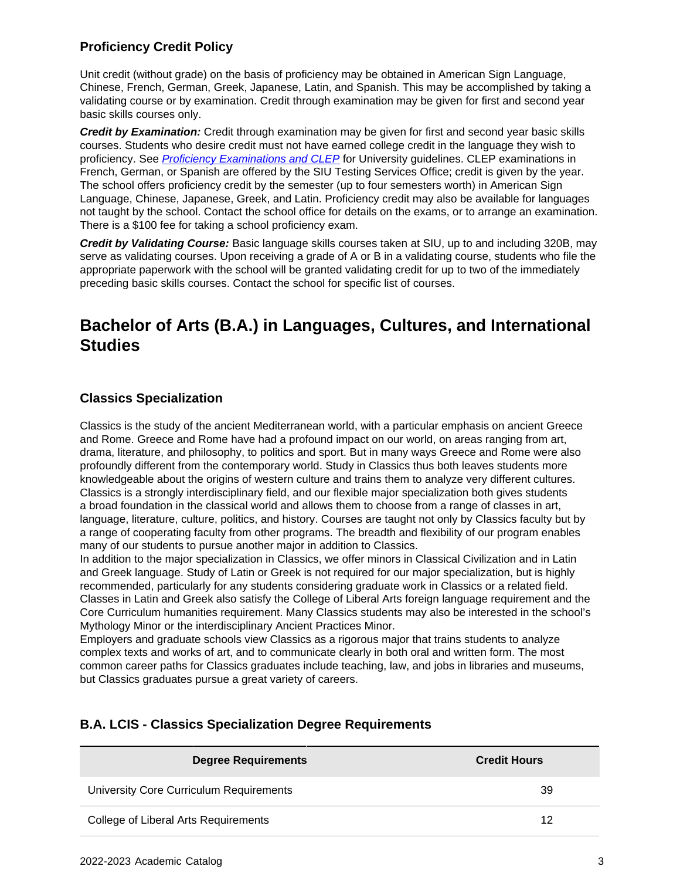### Proficiency Credit Policy

Unit credit (without grade) on the basis of proficiency may be obtained in American Sign Language, Chinese, French, German, Greek, Japanese, Latin, and Spanish. This may be accomplished by taking a validating course or by examination. Credit through examination may be given for first and second year basic skills courses only.

***Credit by Examination:*** Credit through examination may be given for first and second year basic skills courses. Students who desire credit must not have earned college credit in the language they wish to proficiency. See *Proficiency Examinations and CLEP* for University guidelines. CLEP examinations in French, German, or Spanish are offered by the SIU Testing Services Office; credit is given by the year. The school offers proficiency credit by the semester (up to four semesters worth) in American Sign Language, Chinese, Japanese, Greek, and Latin. Proficiency credit may also be available for languages not taught by the school. Contact the school office for details on the exams, or to arrange an examination. There is a $100 fee for taking a school proficiency exam.

***Credit by Validating Course:*** Basic language skills courses taken at SIU, up to and including 320B, may serve as validating courses. Upon receiving a grade of A or B in a validating course, students who file the appropriate paperwork with the school will be granted validating credit for up to two of the immediately preceding basic skills courses. Contact the school for specific list of courses.

## Bachelor of Arts (B.A.) in Languages, Cultures, and International Studies

### Classics Specialization

Classics is the study of the ancient Mediterranean world, with a particular emphasis on ancient Greece and Rome. Greece and Rome have had a profound impact on our world, on areas ranging from art, drama, literature, and philosophy, to politics and sport. But in many ways Greece and Rome were also profoundly different from the contemporary world. Study in Classics thus both leaves students more knowledgeable about the origins of western culture and trains them to analyze very different cultures. Classics is a strongly interdisciplinary field, and our flexible major specialization both gives students a broad foundation in the classical world and allows them to choose from a range of classes in art, language, literature, culture, politics, and history. Courses are taught not only by Classics faculty but by a range of cooperating faculty from other programs. The breadth and flexibility of our program enables many of our students to pursue another major in addition to Classics.

In addition to the major specialization in Classics, we offer minors in Classical Civilization and in Latin and Greek language. Study of Latin or Greek is not required for our major specialization, but is highly recommended, particularly for any students considering graduate work in Classics or a related field. Classes in Latin and Greek also satisfy the College of Liberal Arts foreign language requirement and the Core Curriculum humanities requirement. Many Classics students may also be interested in the school's Mythology Minor or the interdisciplinary Ancient Practices Minor.

Employers and graduate schools view Classics as a rigorous major that trains students to analyze complex texts and works of art, and to communicate clearly in both oral and written form. The most common career paths for Classics graduates include teaching, law, and jobs in libraries and museums, but Classics graduates pursue a great variety of careers.

### B.A. LCIS - Classics Specialization Degree Requirements

| Degree Requirements | Credit Hours |
|---|---|
| University Core Curriculum Requirements | 39 |
| College of Liberal Arts Requirements | 12 |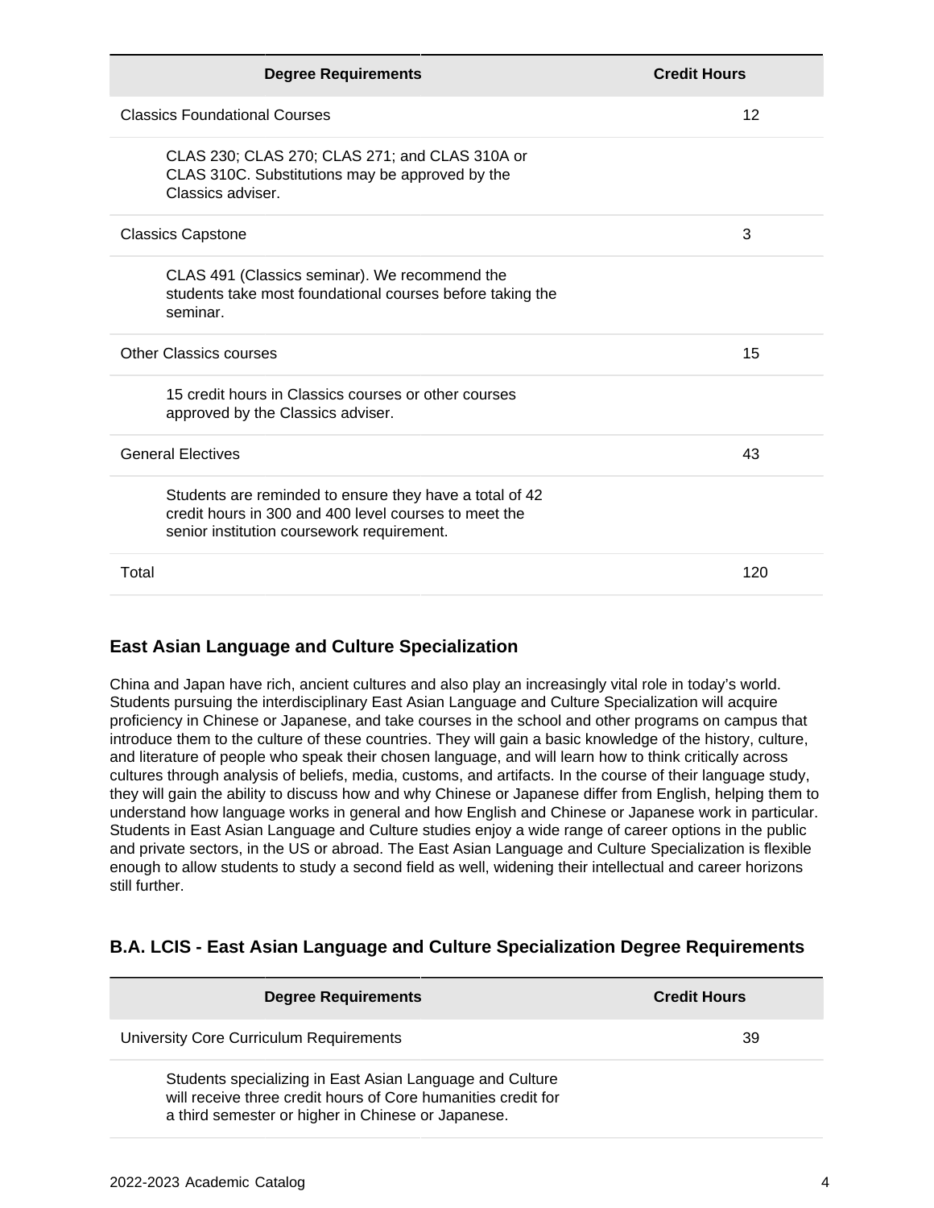| Degree Requirements | Credit Hours |
| --- | --- |
| Classics Foundational Courses | 12 |
| CLAS 230; CLAS 270; CLAS 271; and CLAS 310A or CLAS 310C. Substitutions may be approved by the Classics adviser. | |
| Classics Capstone | 3 |
| CLAS 491 (Classics seminar). We recommend the students take most foundational courses before taking the seminar. | |
| Other Classics courses | 15 |
| 15 credit hours in Classics courses or other courses approved by the Classics adviser. | |
| General Electives | 43 |
| Students are reminded to ensure they have a total of 42 credit hours in 300 and 400 level courses to meet the senior institution coursework requirement. | |
| Total | 120 |

## East Asian Language and Culture Specialization

China and Japan have rich, ancient cultures and also play an increasingly vital role in today's world. Students pursuing the interdisciplinary East Asian Language and Culture Specialization will acquire proficiency in Chinese or Japanese, and take courses in the school and other programs on campus that introduce them to the culture of these countries. They will gain a basic knowledge of the history, culture, and literature of people who speak their chosen language, and will learn how to think critically across cultures through analysis of beliefs, media, customs, and artifacts. In the course of their language study, they will gain the ability to discuss how and why Chinese or Japanese differ from English, helping them to understand how language works in general and how English and Chinese or Japanese work in particular. Students in East Asian Language and Culture studies enjoy a wide range of career options in the public and private sectors, in the US or abroad. The East Asian Language and Culture Specialization is flexible enough to allow students to study a second field as well, widening their intellectual and career horizons still further.

## B.A. LCIS - East Asian Language and Culture Specialization Degree Requirements

| Degree Requirements | Credit Hours |
| --- | --- |
| University Core Curriculum Requirements | 39 |
| Students specializing in East Asian Language and Culture will receive three credit hours of Core humanities credit for a third semester or higher in Chinese or Japanese. | |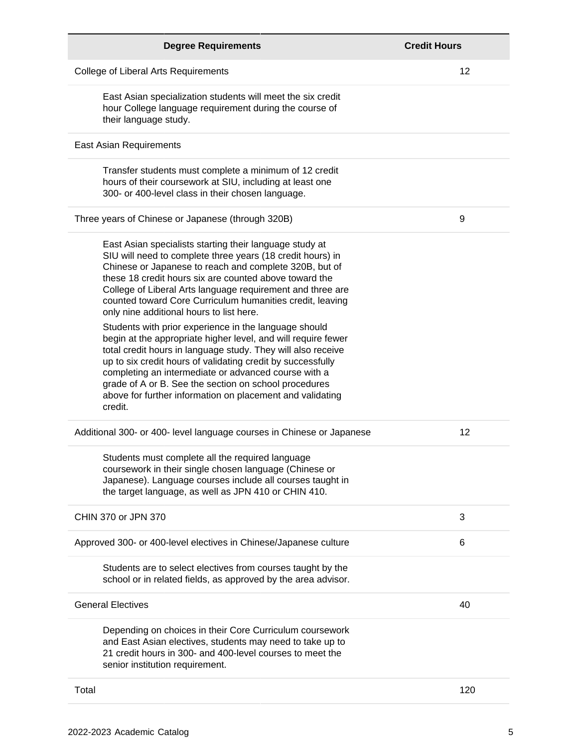| Degree Requirements | Credit Hours |
|---|---|
| College of Liberal Arts Requirements | 12 |
| East Asian specialization students will meet the six credit hour College language requirement during the course of their language study. | |
| East Asian Requirements | |
| Transfer students must complete a minimum of 12 credit hours of their coursework at SIU, including at least one 300- or 400-level class in their chosen language. | |
| Three years of Chinese or Japanese (through 320B) | 9 |
| East Asian specialists starting their language study at SIU will need to complete three years (18 credit hours) in Chinese or Japanese to reach and complete 320B, but of these 18 credit hours six are counted above toward the College of Liberal Arts language requirement and three are counted toward Core Curriculum humanities credit, leaving only nine additional hours to list here.<br><br>Students with prior experience in the language should begin at the appropriate higher level, and will require fewer total credit hours in language study. They will also receive up to six credit hours of validating credit by successfully completing an intermediate or advanced course with a grade of A or B. See the section on school procedures above for further information on placement and validating credit. | |
| Additional 300- or 400- level language courses in Chinese or Japanese | 12 |
| Students must complete all the required language coursework in their single chosen language (Chinese or Japanese). Language courses include all courses taught in the target language, as well as JPN 410 or CHIN 410. | |
| CHIN 370 or JPN 370 | 3 |
| Approved 300- or 400-level electives in Chinese/Japanese culture | 6 |
| Students are to select electives from courses taught by the school or in related fields, as approved by the area advisor. | |
| General Electives | 40 |
| Depending on choices in their Core Curriculum coursework and East Asian electives, students may need to take up to 21 credit hours in 300- and 400-level courses to meet the senior institution requirement. | |
| Total | 120 |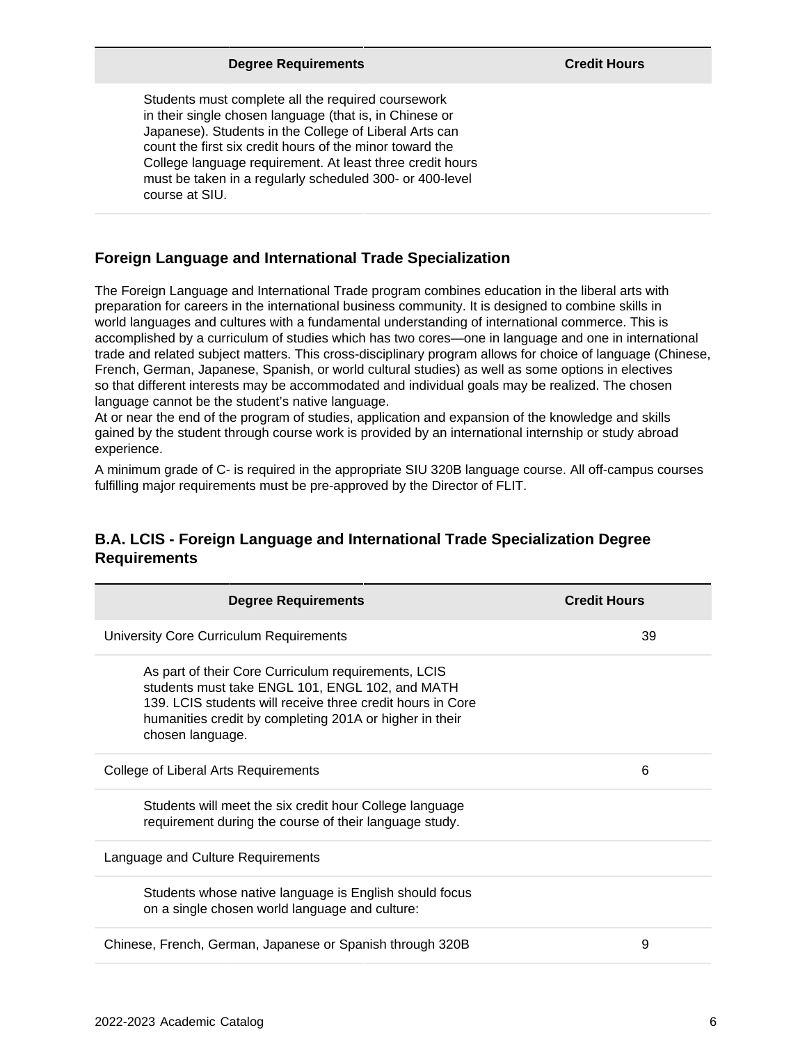| Degree Requirements | Credit Hours |
|---|---|
| Students must complete all the required coursework in their single chosen language (that is, in Chinese or Japanese). Students in the College of Liberal Arts can count the first six credit hours of the minor toward the College language requirement. At least three credit hours must be taken in a regularly scheduled 300- or 400-level course at SIU. | |

### Foreign Language and International Trade Specialization

The Foreign Language and International Trade program combines education in the liberal arts with preparation for careers in the international business community. It is designed to combine skills in world languages and cultures with a fundamental understanding of international commerce. This is accomplished by a curriculum of studies which has two cores—one in language and one in international trade and related subject matters. This cross-disciplinary program allows for choice of language (Chinese, French, German, Japanese, Spanish, or world cultural studies) as well as some options in electives so that different interests may be accommodated and individual goals may be realized. The chosen language cannot be the student's native language.
At or near the end of the program of studies, application and expansion of the knowledge and skills gained by the student through course work is provided by an international internship or study abroad experience.

A minimum grade of C- is required in the appropriate SIU 320B language course. All off-campus courses fulfilling major requirements must be pre-approved by the Director of FLIT.

### B.A. LCIS - Foreign Language and International Trade Specialization Degree Requirements

| Degree Requirements | Credit Hours |
|---|---|
| University Core Curriculum Requirements | 39 |
| As part of their Core Curriculum requirements, LCIS students must take ENGL 101, ENGL 102, and MATH 139. LCIS students will receive three credit hours in Core humanities credit by completing 201A or higher in their chosen language. | |
| College of Liberal Arts Requirements | 6 |
| Students will meet the six credit hour College language requirement during the course of their language study. | |
| Language and Culture Requirements | |
| Students whose native language is English should focus on a single chosen world language and culture: | |
| Chinese, French, German, Japanese or Spanish through 320B | 9 |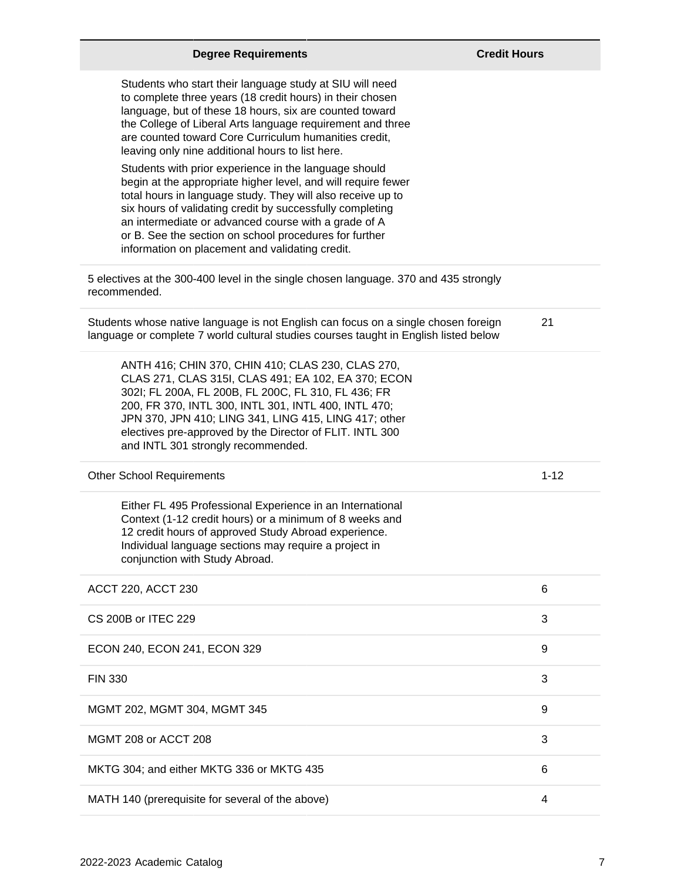| Degree Requirements | Credit Hours |
| --- | --- |
| Students who start their language study at SIU will need to complete three years (18 credit hours) in their chosen language, but of these 18 hours, six are counted toward the College of Liberal Arts language requirement and three are counted toward Core Curriculum humanities credit, leaving only nine additional hours to list here.<br><br>Students with prior experience in the language should begin at the appropriate higher level, and will require fewer total hours in language study. They will also receive up to six hours of validating credit by successfully completing an intermediate or advanced course with a grade of A or B. See the section on school procedures for further information on placement and validating credit. | |
| 5 electives at the 300-400 level in the single chosen language. 370 and 435 strongly recommended. | |
| Students whose native language is not English can focus on a single chosen foreign language or complete 7 world cultural studies courses taught in English listed below | 21 |
| ANTH 416; CHIN 370, CHIN 410; CLAS 230, CLAS 270, CLAS 271, CLAS 315I, CLAS 491; EA 102, EA 370; ECON 302I; FL 200A, FL 200B, FL 200C, FL 310, FL 436; FR 200, FR 370, INTL 300, INTL 301, INTL 400, INTL 470; JPN 370, JPN 410; LING 341, LING 415, LING 417; other electives pre-approved by the Director of FLIT. INTL 300 and INTL 301 strongly recommended. | |
| Other School Requirements | 1-12 |
| Either FL 495 Professional Experience in an International Context (1-12 credit hours) or a minimum of 8 weeks and 12 credit hours of approved Study Abroad experience. Individual language sections may require a project in conjunction with Study Abroad. | |
| ACCT 220, ACCT 230 | 6 |
| CS 200B or ITEC 229 | 3 |
| ECON 240, ECON 241, ECON 329 | 9 |
| FIN 330 | 3 |
| MGMT 202, MGMT 304, MGMT 345 | 9 |
| MGMT 208 or ACCT 208 | 3 |
| MKTG 304; and either MKTG 336 or MKTG 435 | 6 |
| MATH 140 (prerequisite for several of the above) | 4 |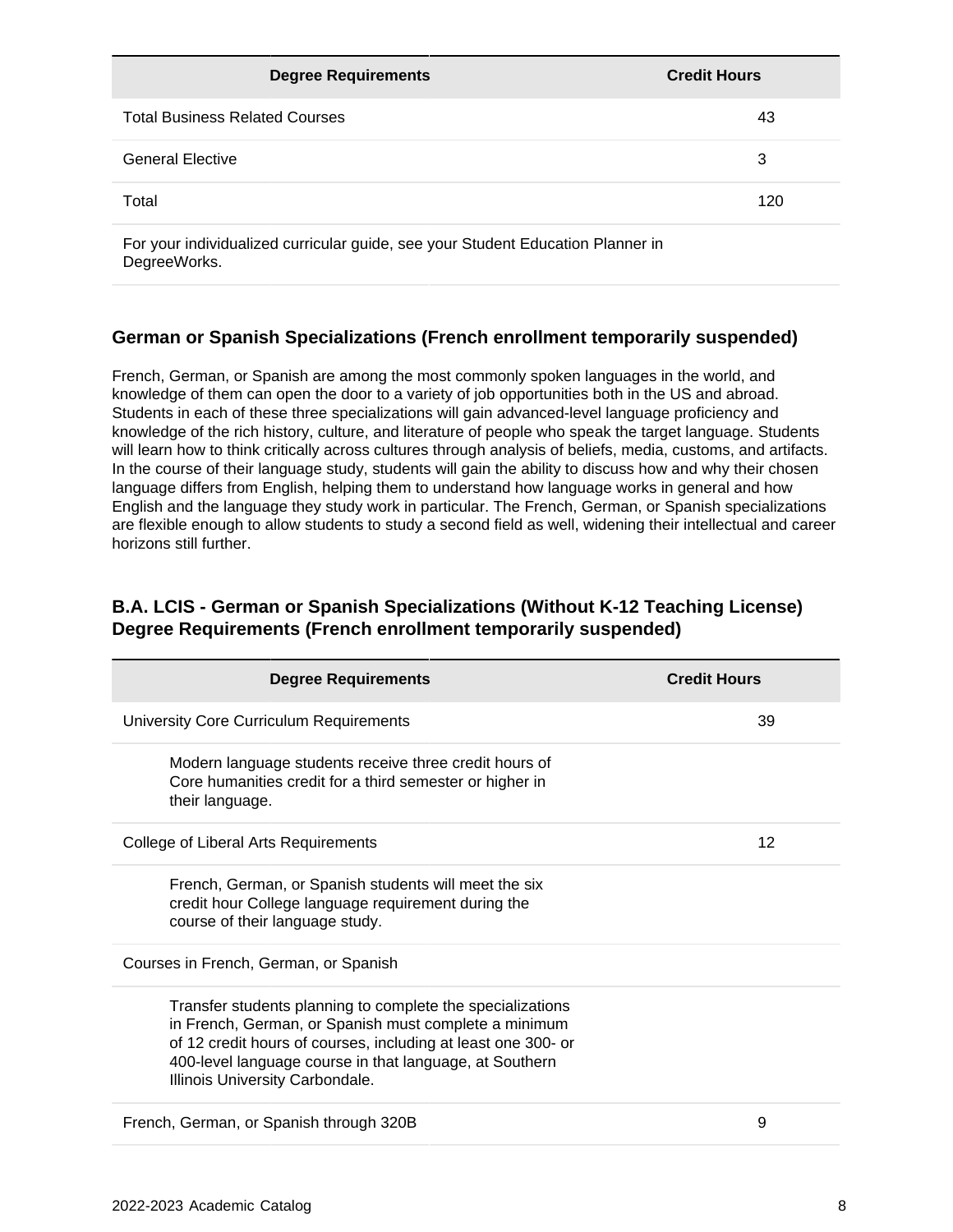| Degree Requirements | Credit Hours |
| --- | --- |
| Total Business Related Courses | 43 |
| General Elective | 3 |
| Total | 120 |
| For your individualized curricular guide, see your Student Education Planner in DegreeWorks. | |

## German or Spanish Specializations (French enrollment temporarily suspended)

French, German, or Spanish are among the most commonly spoken languages in the world, and knowledge of them can open the door to a variety of job opportunities both in the US and abroad. Students in each of these three specializations will gain advanced-level language proficiency and knowledge of the rich history, culture, and literature of people who speak the target language. Students will learn how to think critically across cultures through analysis of beliefs, media, customs, and artifacts. In the course of their language study, students will gain the ability to discuss how and why their chosen language differs from English, helping them to understand how language works in general and how English and the language they study work in particular. The French, German, or Spanish specializations are flexible enough to allow students to study a second field as well, widening their intellectual and career horizons still further.

## B.A. LCIS - German or Spanish Specializations (Without K-12 Teaching License) Degree Requirements (French enrollment temporarily suspended)

| Degree Requirements | Credit Hours |
| --- | --- |
| University Core Curriculum Requirements | 39 |
| Modern language students receive three credit hours of Core humanities credit for a third semester or higher in their language. | |
| College of Liberal Arts Requirements | 12 |
| French, German, or Spanish students will meet the six credit hour College language requirement during the course of their language study. | |
| Courses in French, German, or Spanish | |
| Transfer students planning to complete the specializations in French, German, or Spanish must complete a minimum of 12 credit hours of courses, including at least one 300- or 400-level language course in that language, at Southern Illinois University Carbondale. | |
| French, German, or Spanish through 320B | 9 |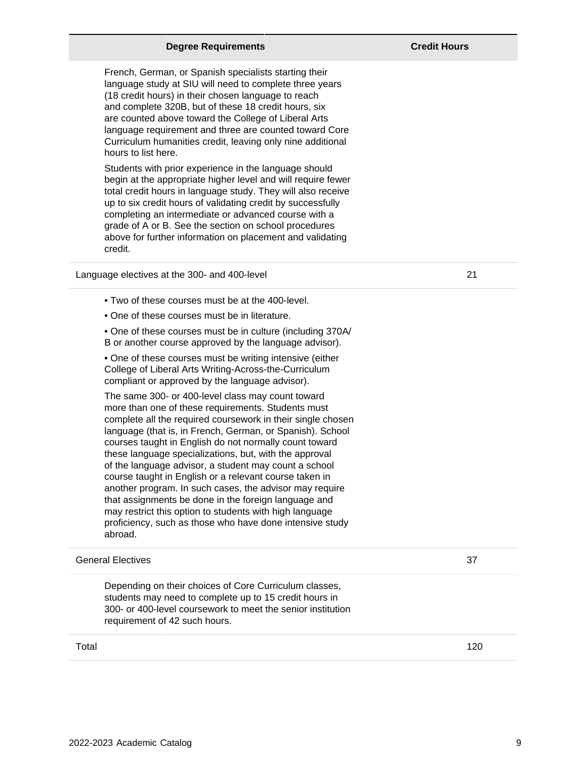| Degree Requirements | Credit Hours |
|---|---|
| French, German, or Spanish specialists starting their language study at SIU will need to complete three years (18 credit hours) in their chosen language to reach and complete 320B, but of these 18 credit hours, six are counted above toward the College of Liberal Arts language requirement and three are counted toward Core Curriculum humanities credit, leaving only nine additional hours to list here.<br><br>Students with prior experience in the language should begin at the appropriate higher level and will require fewer total credit hours in language study. They will also receive up to six credit hours of validating credit by successfully completing an intermediate or advanced course with a grade of A or B. See the section on school procedures above for further information on placement and validating credit. | |
| Language electives at the 300- and 400-level | 21 |
| • Two of these courses must be at the 400-level.<br>• One of these courses must be in literature.<br>• One of these courses must be in culture (including 370A/B or another course approved by the language advisor).<br>• One of these courses must be writing intensive (either College of Liberal Arts Writing-Across-the-Curriculum compliant or approved by the language advisor).<br><br>The same 300- or 400-level class may count toward more than one of these requirements. Students must complete all the required coursework in their single chosen language (that is, in French, German, or Spanish). School courses taught in English do not normally count toward these language specializations, but, with the approval of the language advisor, a student may count a school course taught in English or a relevant course taken in another program. In such cases, the advisor may require that assignments be done in the foreign language and may restrict this option to students with high language proficiency, such as those who have done intensive study abroad. | |
| General Electives | 37 |
| Depending on their choices of Core Curriculum classes, students may need to complete up to 15 credit hours in 300- or 400-level coursework to meet the senior institution requirement of 42 such hours. | |
| Total | 120 |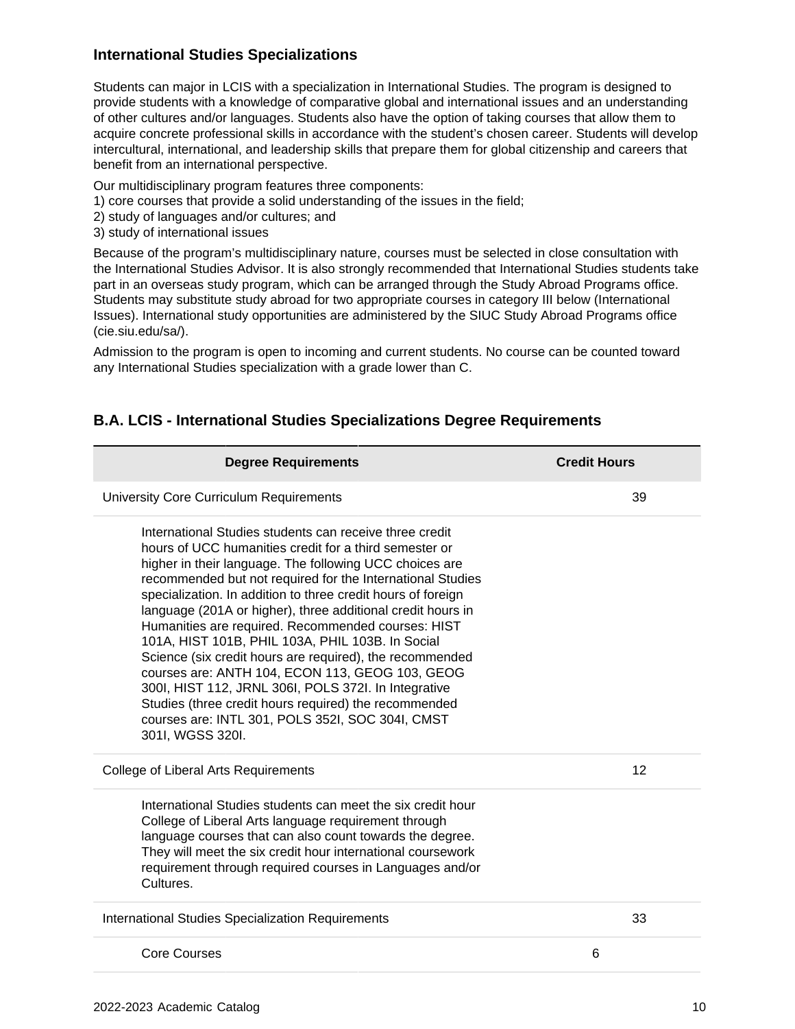### International Studies Specializations

Students can major in LCIS with a specialization in International Studies. The program is designed to provide students with a knowledge of comparative global and international issues and an understanding of other cultures and/or languages. Students also have the option of taking courses that allow them to acquire concrete professional skills in accordance with the student's chosen career. Students will develop intercultural, international, and leadership skills that prepare them for global citizenship and careers that benefit from an international perspective.

Our multidisciplinary program features three components:
1) core courses that provide a solid understanding of the issues in the field;
2) study of languages and/or cultures; and
3) study of international issues

Because of the program's multidisciplinary nature, courses must be selected in close consultation with the International Studies Advisor. It is also strongly recommended that International Studies students take part in an overseas study program, which can be arranged through the Study Abroad Programs office. Students may substitute study abroad for two appropriate courses in category III below (International Issues). International study opportunities are administered by the SIUC Study Abroad Programs office (cie.siu.edu/sa/).

Admission to the program is open to incoming and current students. No course can be counted toward any International Studies specialization with a grade lower than C.

### B.A. LCIS - International Studies Specializations Degree Requirements

| Degree Requirements | | Credit Hours |
|---|---|---|
| University Core Curriculum Requirements | | 39 |
| International Studies students can receive three credit hours of UCC humanities credit for a third semester or higher in their language. The following UCC choices are recommended but not required for the International Studies specialization. In addition to three credit hours of foreign language (201A or higher), three additional credit hours in Humanities are required. Recommended courses: HIST 101A, HIST 101B, PHIL 103A, PHIL 103B. In Social Science (six credit hours are required), the recommended courses are: ANTH 104, ECON 113, GEOG 103, GEOG 300I, HIST 112, JRNL 306I, POLS 372I. In Integrative Studies (three credit hours required) the recommended courses are: INTL 301, POLS 352I, SOC 304I, CMST 301I, WGSS 320I. | | |
| College of Liberal Arts Requirements | | 12 |
| International Studies students can meet the six credit hour College of Liberal Arts language requirement through language courses that can also count towards the degree. They will meet the six credit hour international coursework requirement through required courses in Languages and/or Cultures. | | |
| International Studies Specialization Requirements | | 33 |
| Core Courses | 6 | |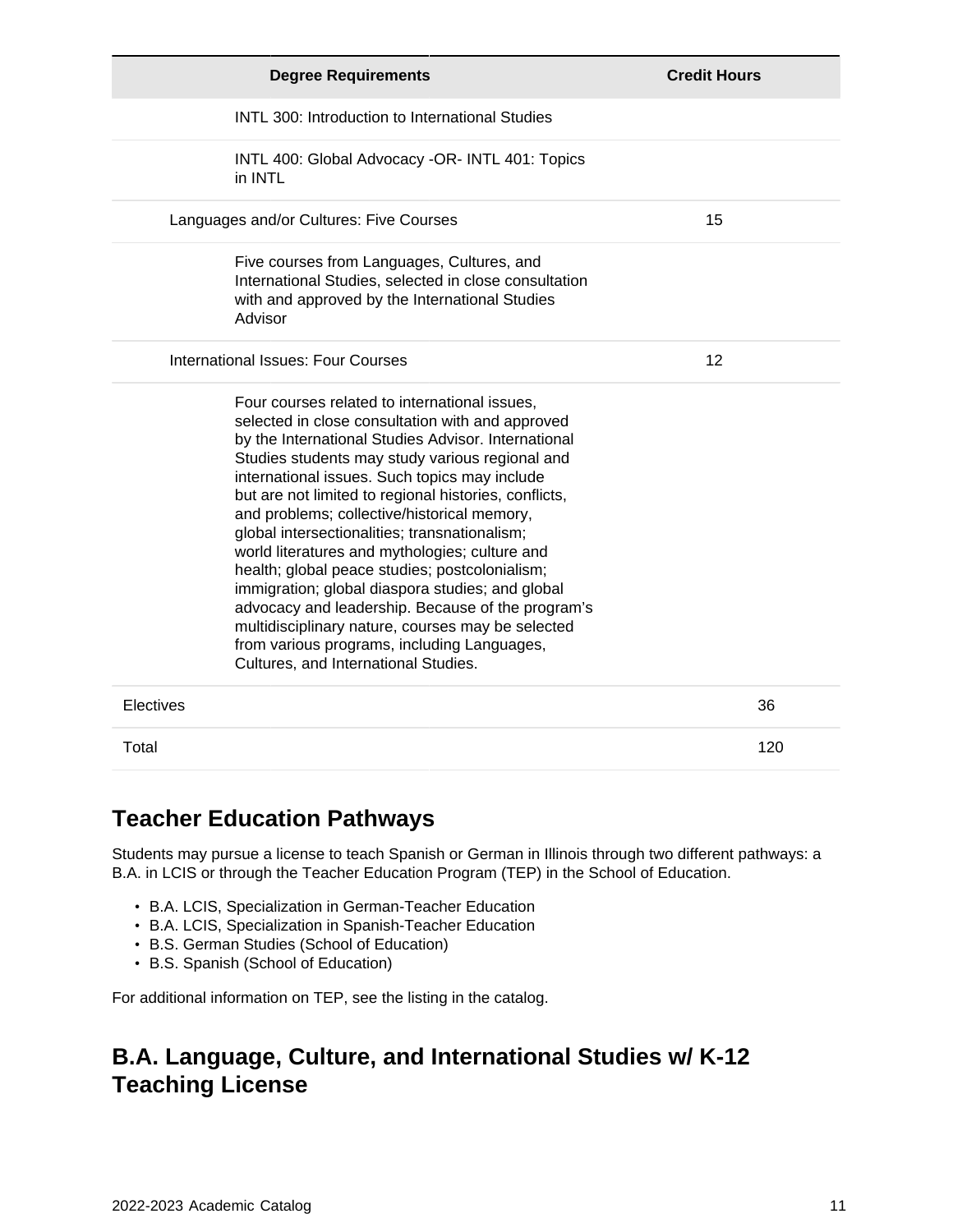| Degree Requirements | Credit Hours | |
|---|---|---|
| INTL 300: Introduction to International Studies | | |
| INTL 400: Global Advocacy -OR- INTL 401: Topics in INTL | | |
| Languages and/or Cultures: Five Courses | 15 | |
| Five courses from Languages, Cultures, and International Studies, selected in close consultation with and approved by the International Studies Advisor | | |
| International Issues: Four Courses | 12 | |
| Four courses related to international issues, selected in close consultation with and approved by the International Studies Advisor. International Studies students may study various regional and international issues. Such topics may include but are not limited to regional histories, conflicts, and problems; collective/historical memory, global intersectionalities; transnationalism; world literatures and mythologies; culture and health; global peace studies; postcolonialism; immigration; global diaspora studies; and global advocacy and leadership. Because of the program's multidisciplinary nature, courses may be selected from various programs, including Languages, Cultures, and International Studies. | | |
| Electives | | 36 |
| Total | | 120 |

## Teacher Education Pathways

Students may pursue a license to teach Spanish or German in Illinois through two different pathways: a B.A. in LCIS or through the Teacher Education Program (TEP) in the School of Education.

- B.A. LCIS, Specialization in German-Teacher Education
- B.A. LCIS, Specialization in Spanish-Teacher Education
- B.S. German Studies (School of Education)
- B.S. Spanish (School of Education)

For additional information on TEP, see the listing in the catalog.

## B.A. Language, Culture, and International Studies w/ K-12 Teaching License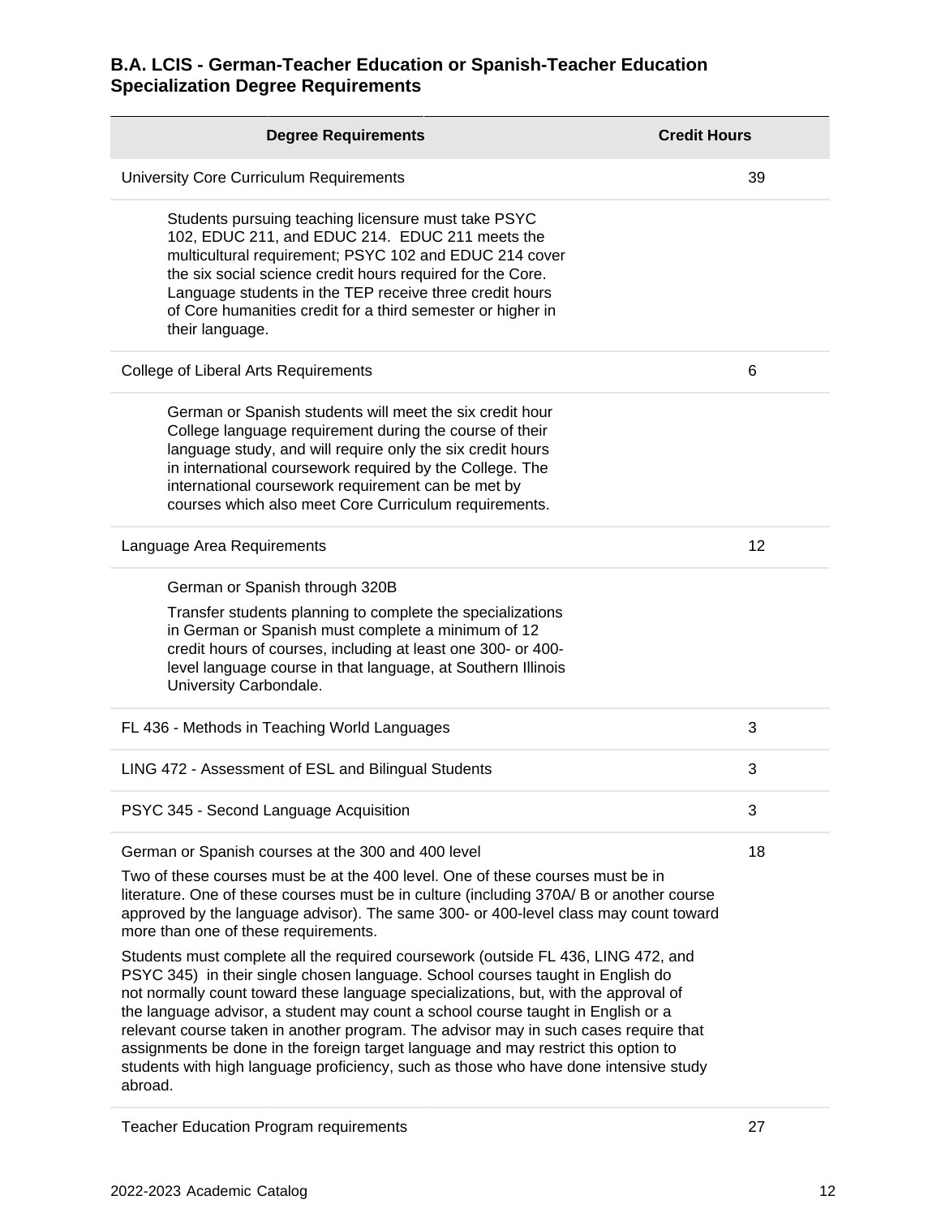### B.A. LCIS - German-Teacher Education or Spanish-Teacher Education Specialization Degree Requirements

| Degree Requirements | Credit Hours |
| --- | --- |
| University Core Curriculum Requirements | 39 |
| Students pursuing teaching licensure must take PSYC 102, EDUC 211, and EDUC 214. EDUC 211 meets the multicultural requirement; PSYC 102 and EDUC 214 cover the six social science credit hours required for the Core. Language students in the TEP receive three credit hours of Core humanities credit for a third semester or higher in their language. | |
| College of Liberal Arts Requirements | 6 |
| German or Spanish students will meet the six credit hour College language requirement during the course of their language study, and will require only the six credit hours in international coursework required by the College. The international coursework requirement can be met by courses which also meet Core Curriculum requirements. | |
| Language Area Requirements | 12 |
| German or Spanish through 320B<br><br>Transfer students planning to complete the specializations in German or Spanish must complete a minimum of 12 credit hours of courses, including at least one 300- or 400-level language course in that language, at Southern Illinois University Carbondale. | |
| FL 436 - Methods in Teaching World Languages | 3 |
| LING 472 - Assessment of ESL and Bilingual Students | 3 |
| PSYC 345 - Second Language Acquisition | 3 |
| German or Spanish courses at the 300 and 400 level<br><br>Two of these courses must be at the 400 level. One of these courses must be in literature. One of these courses must be in culture (including 370A/ B or another course approved by the language advisor). The same 300- or 400-level class may count toward more than one of these requirements.<br><br>Students must complete all the required coursework (outside FL 436, LING 472, and PSYC 345) in their single chosen language. School courses taught in English do not normally count toward these language specializations, but, with the approval of the language advisor, a student may count a school course taught in English or a relevant course taken in another program. The advisor may in such cases require that assignments be done in the foreign target language and may restrict this option to students with high language proficiency, such as those who have done intensive study abroad. | 18 |
| Teacher Education Program requirements | 27 |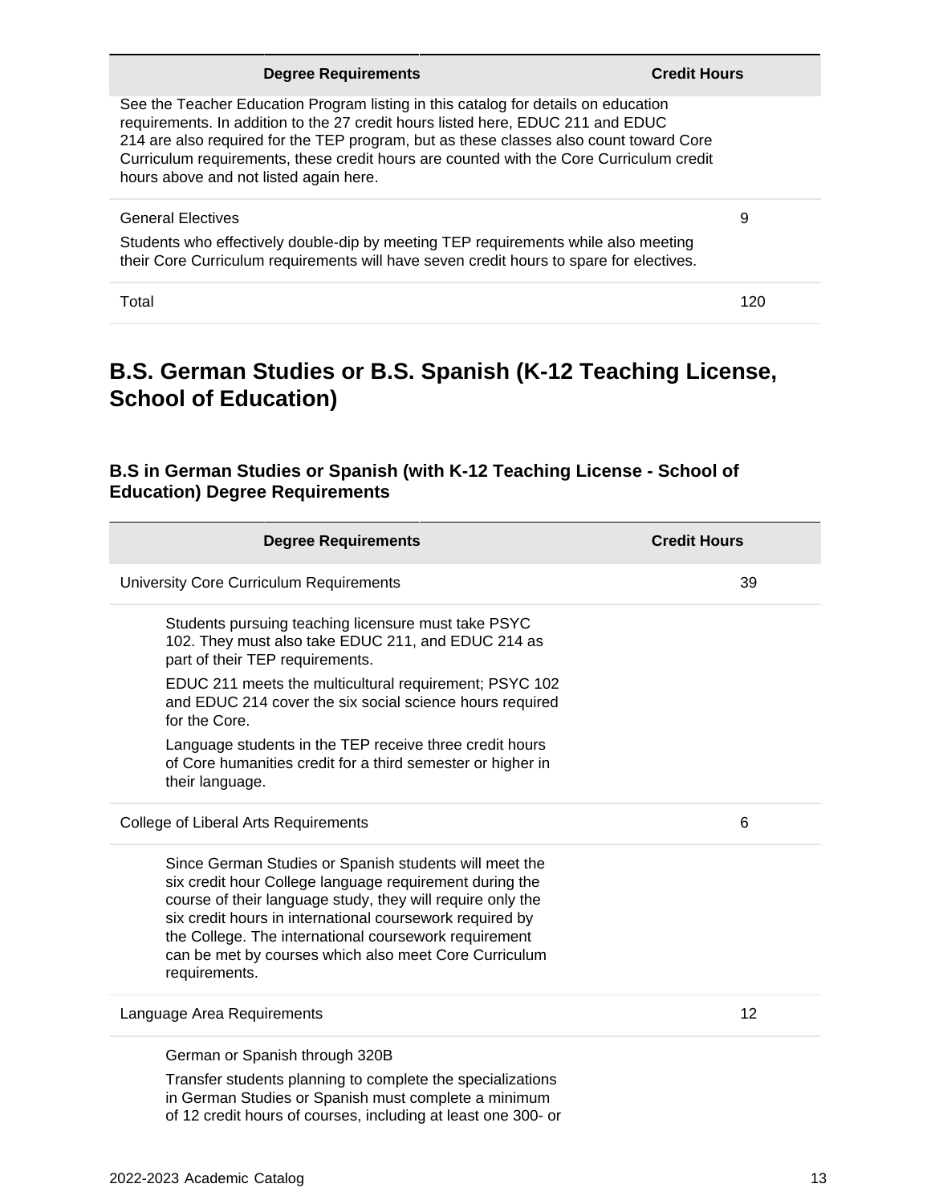| Degree Requirements | Credit Hours |
|---|---|
| See the Teacher Education Program listing in this catalog for details on education requirements. In addition to the 27 credit hours listed here, EDUC 211 and EDUC 214 are also required for the TEP program, but as these classes also count toward Core Curriculum requirements, these credit hours are counted with the Core Curriculum credit hours above and not listed again here. | |
| General Electives<br>Students who effectively double-dip by meeting TEP requirements while also meeting their Core Curriculum requirements will have seven credit hours to spare for electives. | 9 |
| Total | 120 |

## B.S. German Studies or B.S. Spanish (K-12 Teaching License, School of Education)

### B.S in German Studies or Spanish (with K-12 Teaching License - School of Education) Degree Requirements

| Degree Requirements | Credit Hours |
|---|---|
| University Core Curriculum Requirements | 39 |
| Students pursuing teaching licensure must take PSYC 102. They must also take EDUC 211, and EDUC 214 as part of their TEP requirements.<br>EDUC 211 meets the multicultural requirement; PSYC 102 and EDUC 214 cover the six social science hours required for the Core.<br>Language students in the TEP receive three credit hours of Core humanities credit for a third semester or higher in their language. | |
| College of Liberal Arts Requirements | 6 |
| Since German Studies or Spanish students will meet the six credit hour College language requirement during the course of their language study, they will require only the six credit hours in international coursework required by the College. The international coursework requirement can be met by courses which also meet Core Curriculum requirements. | |
| Language Area Requirements | 12 |
| German or Spanish through 320B<br>Transfer students planning to complete the specializations in German Studies or Spanish must complete a minimum of 12 credit hours of courses, including at least one 300- or | |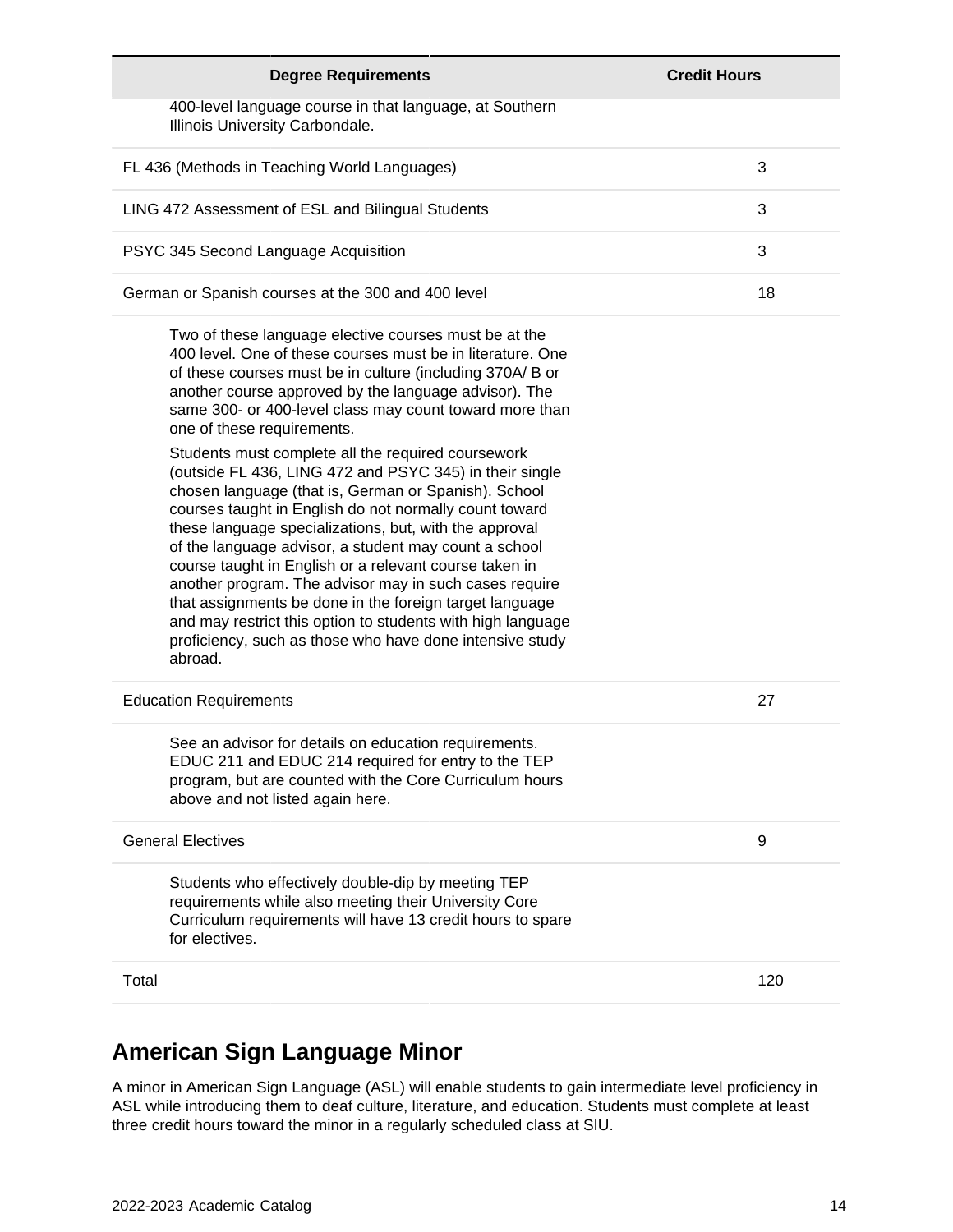| Degree Requirements | Credit Hours |
|---|---|
| 400-level language course in that language, at Southern Illinois University Carbondale. | |
| FL 436 (Methods in Teaching World Languages) | 3 |
| LING 472 Assessment of ESL and Bilingual Students | 3 |
| PSYC 345 Second Language Acquisition | 3 |
| German or Spanish courses at the 300 and 400 level | 18 |
| Two of these language elective courses must be at the 400 level. One of these courses must be in literature. One of these courses must be in culture (including 370A/ B or another course approved by the language advisor). The same 300- or 400-level class may count toward more than one of these requirements.<br><br>Students must complete all the required coursework (outside FL 436, LING 472 and PSYC 345) in their single chosen language (that is, German or Spanish). School courses taught in English do not normally count toward these language specializations, but, with the approval of the language advisor, a student may count a school course taught in English or a relevant course taken in another program. The advisor may in such cases require that assignments be done in the foreign target language and may restrict this option to students with high language proficiency, such as those who have done intensive study abroad. | |
| Education Requirements | 27 |
| See an advisor for details on education requirements. EDUC 211 and EDUC 214 required for entry to the TEP program, but are counted with the Core Curriculum hours above and not listed again here. | |
| General Electives | 9 |
| Students who effectively double-dip by meeting TEP requirements while also meeting their University Core Curriculum requirements will have 13 credit hours to spare for electives. | |
| Total | 120 |

## American Sign Language Minor

A minor in American Sign Language (ASL) will enable students to gain intermediate level proficiency in ASL while introducing them to deaf culture, literature, and education. Students must complete at least three credit hours toward the minor in a regularly scheduled class at SIU.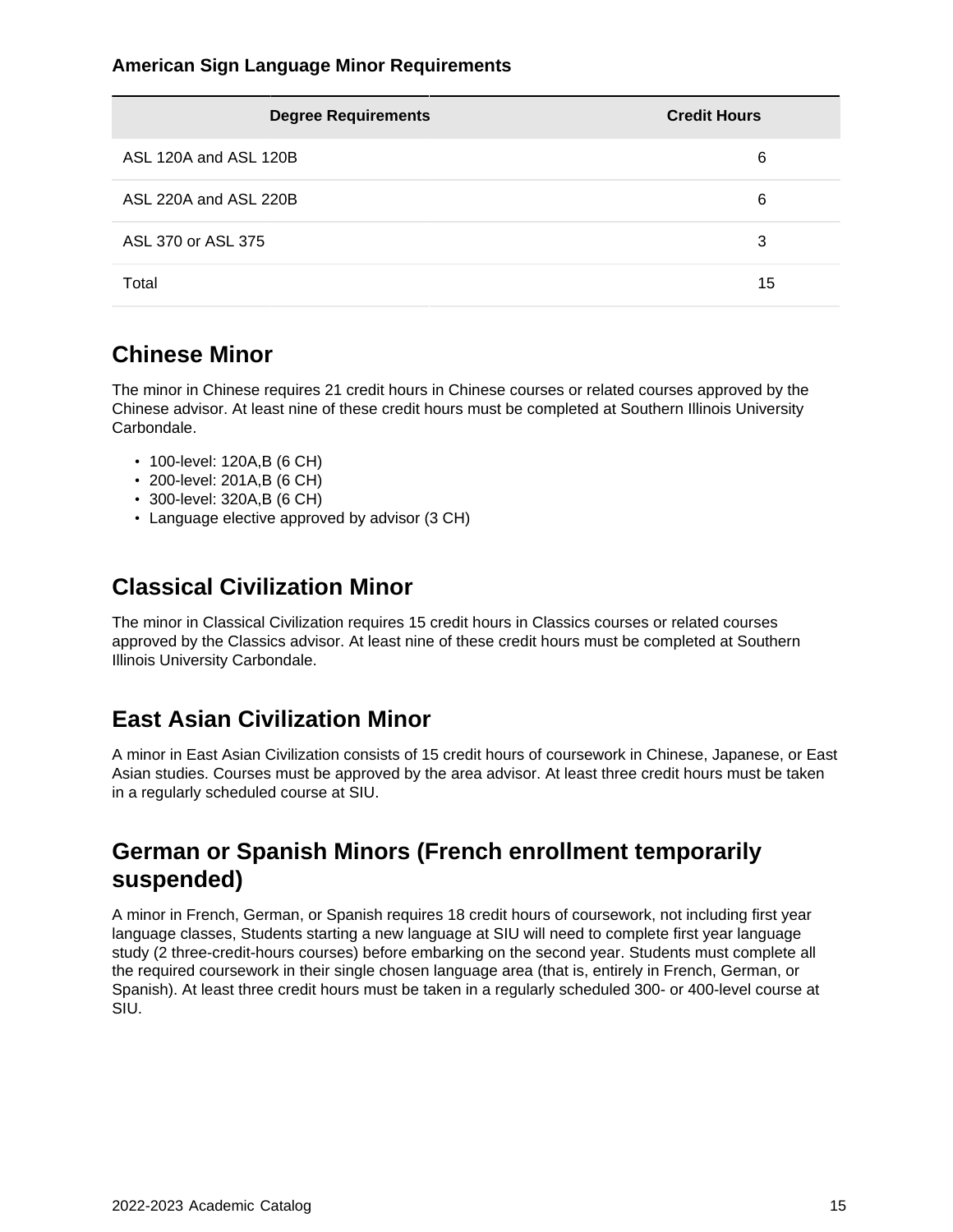**American Sign Language Minor Requirements**

| Degree Requirements | Credit Hours |
| --- | --- |
| ASL 120A and ASL 120B | 6 |
| ASL 220A and ASL 220B | 6 |
| ASL 370 or ASL 375 | 3 |
| Total | 15 |

## Chinese Minor

The minor in Chinese requires 21 credit hours in Chinese courses or related courses approved by the Chinese advisor. At least nine of these credit hours must be completed at Southern Illinois University Carbondale.

- 100-level: 120A,B (6 CH)
- 200-level: 201A,B (6 CH)
- 300-level: 320A,B (6 CH)
- Language elective approved by advisor (3 CH)

## Classical Civilization Minor

The minor in Classical Civilization requires 15 credit hours in Classics courses or related courses approved by the Classics advisor. At least nine of these credit hours must be completed at Southern Illinois University Carbondale.

## East Asian Civilization Minor

A minor in East Asian Civilization consists of 15 credit hours of coursework in Chinese, Japanese, or East Asian studies. Courses must be approved by the area advisor. At least three credit hours must be taken in a regularly scheduled course at SIU.

## German or Spanish Minors (French enrollment temporarily suspended)

A minor in French, German, or Spanish requires 18 credit hours of coursework, not including first year language classes, Students starting a new language at SIU will need to complete first year language study (2 three-credit-hours courses) before embarking on the second year. Students must complete all the required coursework in their single chosen language area (that is, entirely in French, German, or Spanish). At least three credit hours must be taken in a regularly scheduled 300- or 400-level course at SIU.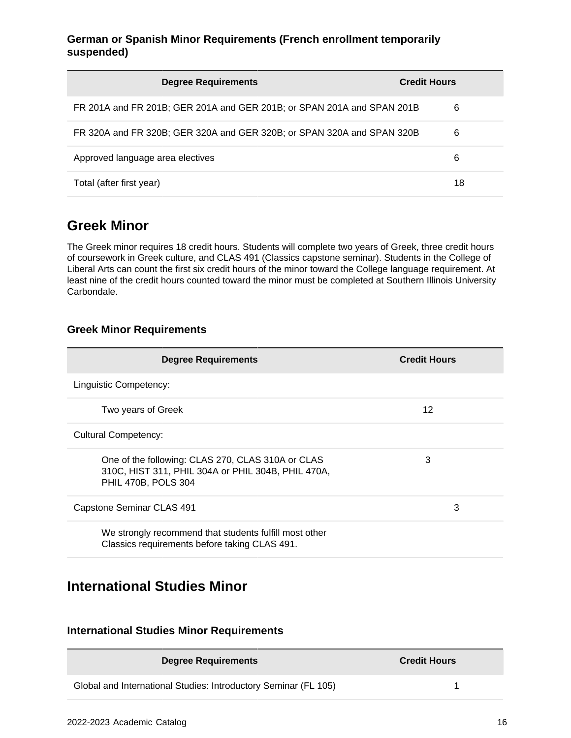### German or Spanish Minor Requirements (French enrollment temporarily suspended)

| Degree Requirements | Credit Hours |
| --- | --- |
| FR 201A and FR 201B; GER 201A and GER 201B; or SPAN 201A and SPAN 201B | 6 |
| FR 320A and FR 320B; GER 320A and GER 320B; or SPAN 320A and SPAN 320B | 6 |
| Approved language area electives | 6 |
| Total (after first year) | 18 |

## Greek Minor

The Greek minor requires 18 credit hours. Students will complete two years of Greek, three credit hours of coursework in Greek culture, and CLAS 491 (Classics capstone seminar). Students in the College of Liberal Arts can count the first six credit hours of the minor toward the College language requirement. At least nine of the credit hours counted toward the minor must be completed at Southern Illinois University Carbondale.

### Greek Minor Requirements

| Degree Requirements | Credit Hours |
| --- | --- |
| Linguistic Competency: | |
| Two years of Greek | 12 |
| Cultural Competency: | |
| One of the following: CLAS 270, CLAS 310A or CLAS 310C, HIST 311, PHIL 304A or PHIL 304B, PHIL 470A, PHIL 470B, POLS 304 | 3 |
| Capstone Seminar CLAS 491 | 3 |
| We strongly recommend that students fulfill most other Classics requirements before taking CLAS 491. | |

## International Studies Minor

### International Studies Minor Requirements

| Degree Requirements | Credit Hours |
| --- | --- |
| Global and International Studies: Introductory Seminar (FL 105) | 1 |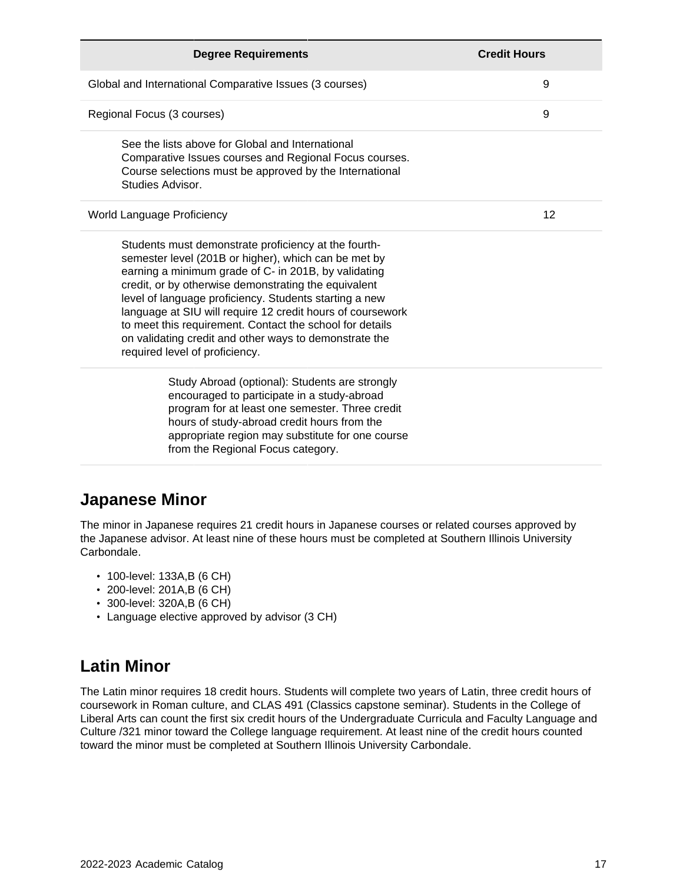| Degree Requirements | Credit Hours |
| --- | --- |
| Global and International Comparative Issues (3 courses) | 9 |
| Regional Focus (3 courses) | 9 |
| See the lists above for Global and International Comparative Issues courses and Regional Focus courses. Course selections must be approved by the International Studies Advisor. | |
| World Language Proficiency | 12 |
| Students must demonstrate proficiency at the fourth-semester level (201B or higher), which can be met by earning a minimum grade of C- in 201B, by validating credit, or by otherwise demonstrating the equivalent level of language proficiency. Students starting a new language at SIU will require 12 credit hours of coursework to meet this requirement. Contact the school for details on validating credit and other ways to demonstrate the required level of proficiency. | |
| Study Abroad (optional): Students are strongly encouraged to participate in a study-abroad program for at least one semester. Three credit hours of study-abroad credit hours from the appropriate region may substitute for one course from the Regional Focus category. | |

## Japanese Minor

The minor in Japanese requires 21 credit hours in Japanese courses or related courses approved by the Japanese advisor. At least nine of these hours must be completed at Southern Illinois University Carbondale.

- 100-level: 133A,B (6 CH)
- 200-level: 201A,B (6 CH)
- 300-level: 320A,B (6 CH)
- Language elective approved by advisor (3 CH)

## Latin Minor

The Latin minor requires 18 credit hours. Students will complete two years of Latin, three credit hours of coursework in Roman culture, and CLAS 491 (Classics capstone seminar). Students in the College of Liberal Arts can count the first six credit hours of the Undergraduate Curricula and Faculty Language and Culture /321 minor toward the College language requirement. At least nine of the credit hours counted toward the minor must be completed at Southern Illinois University Carbondale.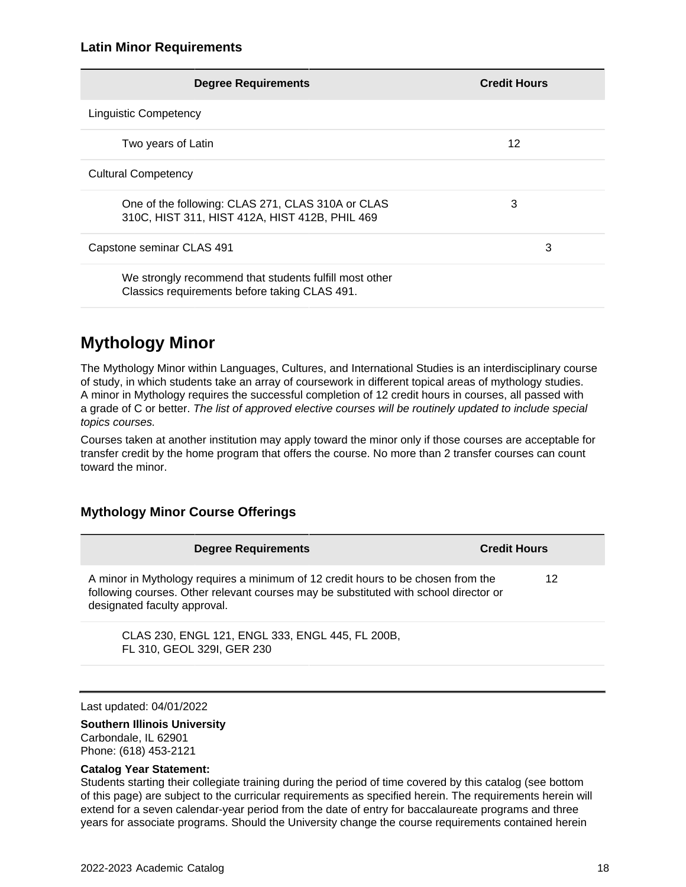### Latin Minor Requirements

| Degree Requirements | Credit Hours |
| --- | --- |
| Linguistic Competency | |
| Two years of Latin | 12 |
| Cultural Competency | |
| One of the following: CLAS 271, CLAS 310A or CLAS 310C, HIST 311, HIST 412A, HIST 412B, PHIL 469 | 3 |
| Capstone seminar CLAS 491 | 3 |
| We strongly recommend that students fulfill most other Classics requirements before taking CLAS 491. | |

## Mythology Minor

The Mythology Minor within Languages, Cultures, and International Studies is an interdisciplinary course of study, in which students take an array of coursework in different topical areas of mythology studies. A minor in Mythology requires the successful completion of 12 credit hours in courses, all passed with a grade of C or better. *The list of approved elective courses will be routinely updated to include special topics courses.*

Courses taken at another institution may apply toward the minor only if those courses are acceptable for transfer credit by the home program that offers the course. No more than 2 transfer courses can count toward the minor.

### Mythology Minor Course Offerings

| Degree Requirements | Credit Hours |
| --- | --- |
| A minor in Mythology requires a minimum of 12 credit hours to be chosen from the following courses. Other relevant courses may be substituted with school director or designated faculty approval. | 12 |
| CLAS 230, ENGL 121, ENGL 333, ENGL 445, FL 200B, FL 310, GEOL 329I, GER 230 | |

Last updated: 04/01/2022

**Southern Illinois University**
Carbondale, IL 62901
Phone: (618) 453-2121

**Catalog Year Statement:**
Students starting their collegiate training during the period of time covered by this catalog (see bottom of this page) are subject to the curricular requirements as specified herein. The requirements herein will extend for a seven calendar-year period from the date of entry for baccalaureate programs and three years for associate programs. Should the University change the course requirements contained herein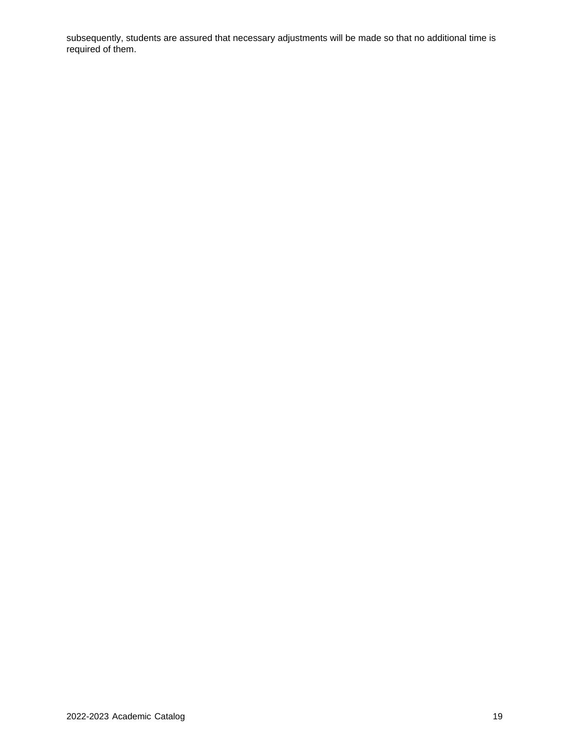subsequently, students are assured that necessary adjustments will be made so that no additional time is required of them.